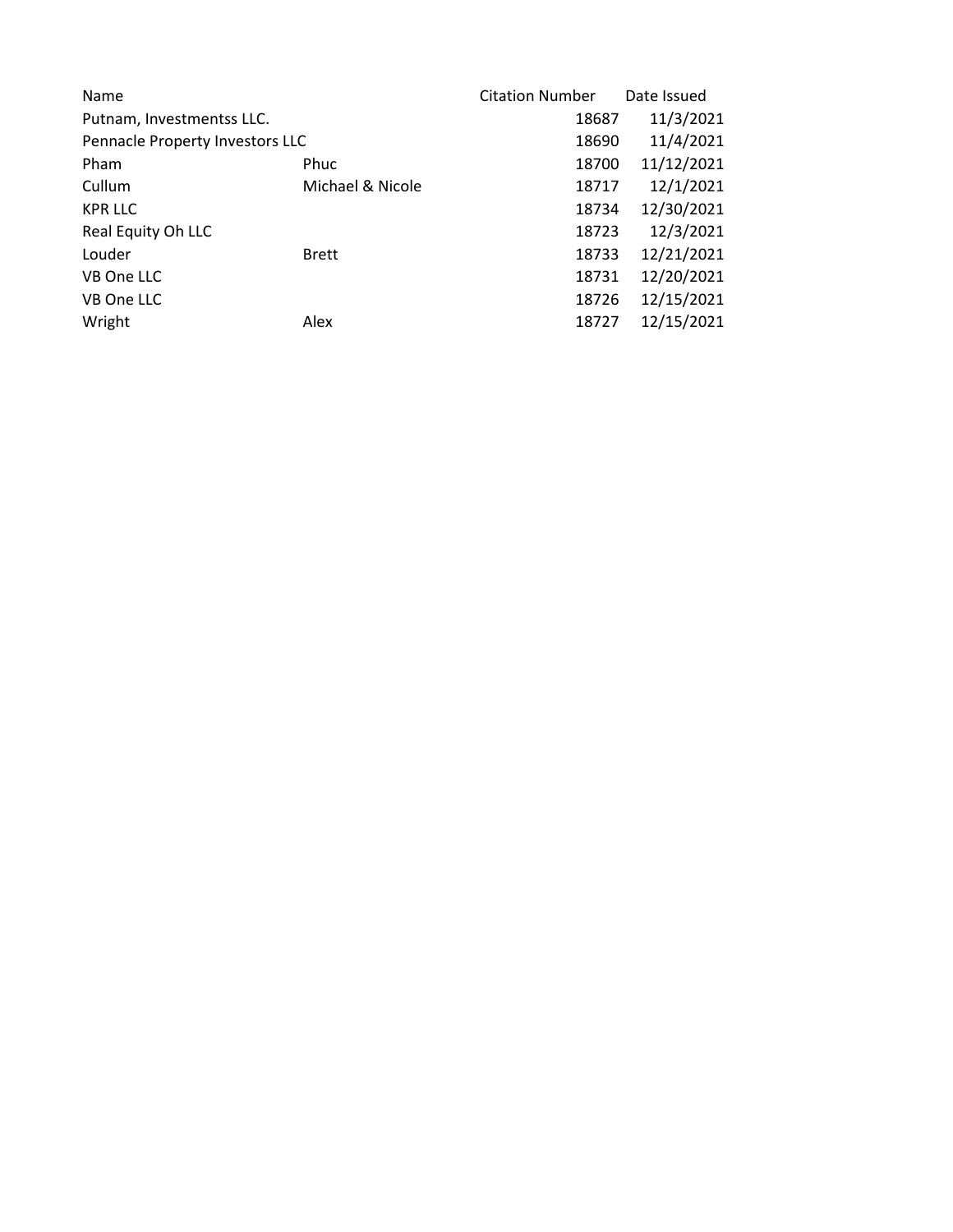| Name | | Citation Number | Date Issued |
|---|---|---|---|
| Putnam, Investmentss LLC. | | 18687 | 11/3/2021 |
| Pennacle Property Investors LLC | | 18690 | 11/4/2021 |
| Pham | Phuc | 18700 | 11/12/2021 |
| Cullum | Michael & Nicole | 18717 | 12/1/2021 |
| KPR LLC | | 18734 | 12/30/2021 |
| Real Equity Oh LLC | | 18723 | 12/3/2021 |
| Louder | Brett | 18733 | 12/21/2021 |
| VB One LLC | | 18731 | 12/20/2021 |
| VB One LLC | | 18726 | 12/15/2021 |
| Wright | Alex | 18727 | 12/15/2021 |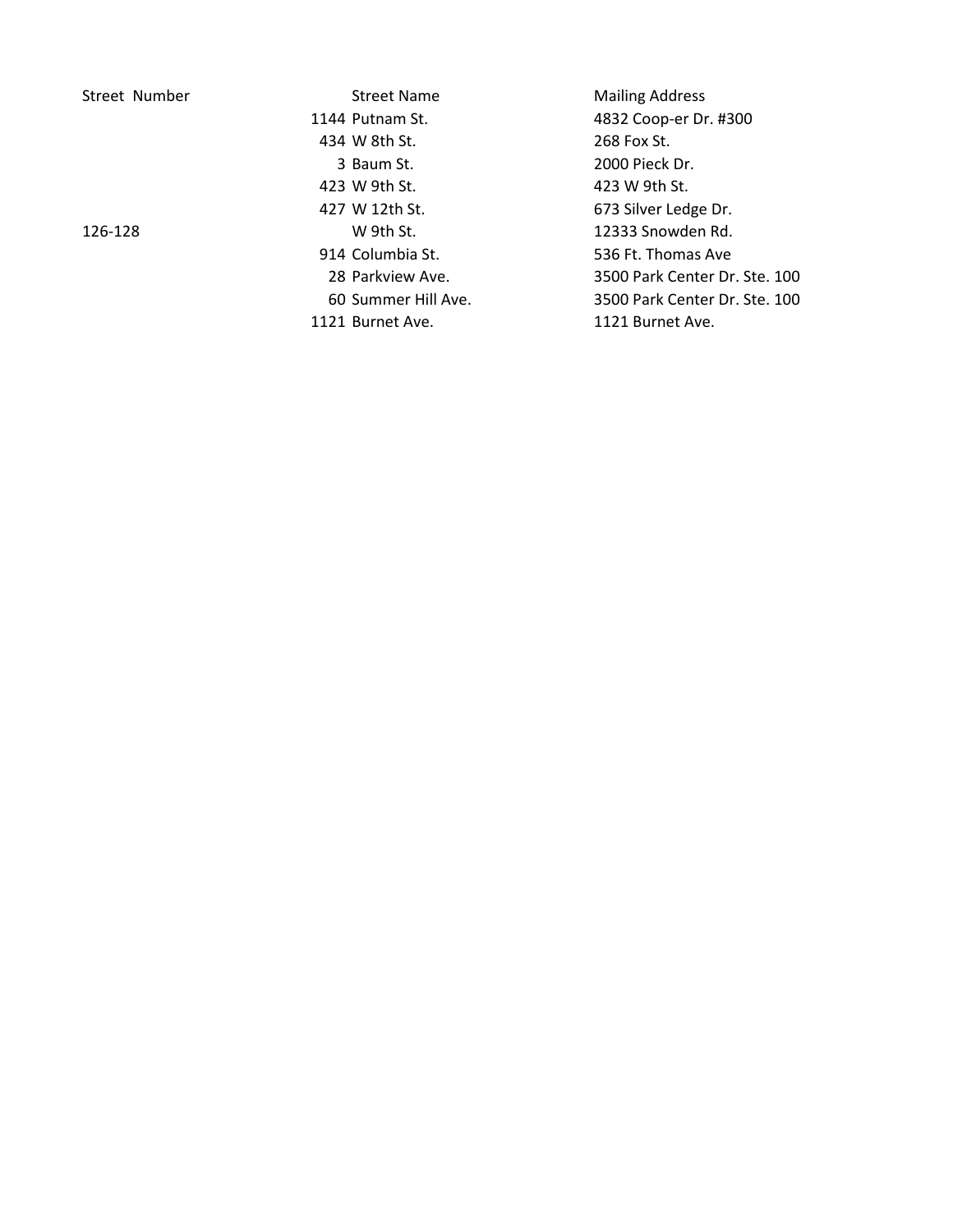| Street Number | Street Name | Mailing Address |
|---|---|---|
| 1144 | Putnam St. | 4832 Coop-er Dr. #300 |
| 434 | W 8th St. | 268 Fox St. |
| 3 | Baum St. | 2000 Pieck Dr. |
| 423 | W 9th St. | 423 W 9th St. |
| 427 | W 12th St. | 673 Silver Ledge Dr. |
| 126-128 | W 9th St. | 12333 Snowden Rd. |
| 914 | Columbia St. | 536 Ft. Thomas Ave |
| 28 | Parkview Ave. | 3500 Park Center Dr. Ste. 100 |
| 60 | Summer Hill Ave. | 3500 Park Center Dr. Ste. 100 |
| 1121 | Burnet Ave. | 1121 Burnet Ave. |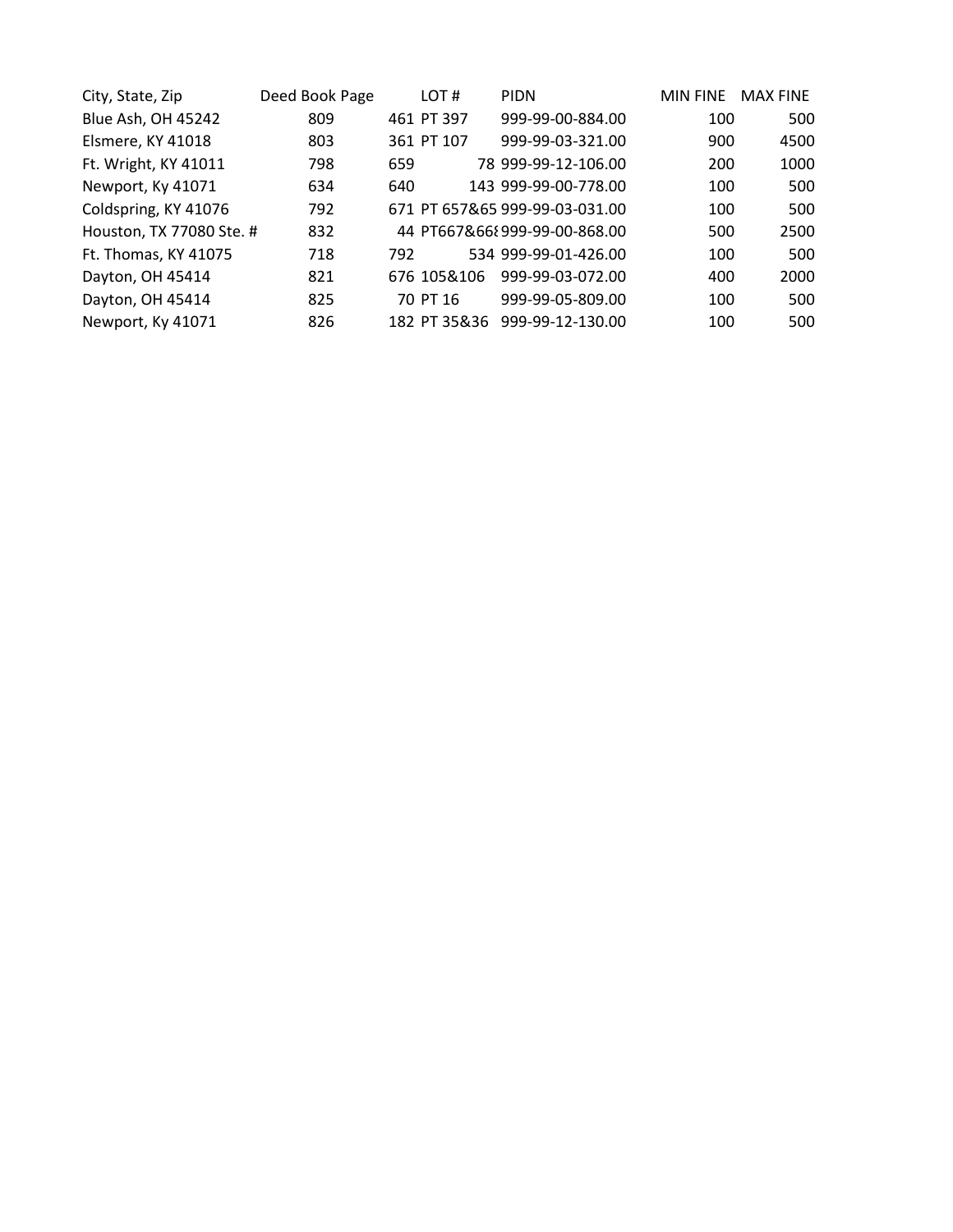| City, State, Zip | Deed Book Page | | LOT # | PIDN | MIN FINE | MAX FINE |
|---|---|---|---|---|---|---|
| Blue Ash, OH 45242 | 809 | 461 | PT 397 | 999-99-00-884.00 | 100 | 500 |
| Elsmere, KY 41018 | 803 | 361 | PT 107 | 999-99-03-321.00 | 900 | 4500 |
| Ft. Wright, KY 41011 | 798 | 659 | 78 | 999-99-12-106.00 | 200 | 1000 |
| Newport, Ky 41071 | 634 | 640 | 143 | 999-99-00-778.00 | 100 | 500 |
| Coldspring, KY 41076 | 792 | 671 | PT 657&65 | 999-99-03-031.00 | 100 | 500 |
| Houston, TX 77080 Ste. # | 832 | 44 | PT667&66 | 999-99-00-868.00 | 500 | 2500 |
| Ft. Thomas, KY 41075 | 718 | 792 | 534 | 999-99-01-426.00 | 100 | 500 |
| Dayton, OH 45414 | 821 | 676 | 105&106 | 999-99-03-072.00 | 400 | 2000 |
| Dayton, OH 45414 | 825 | 70 | PT 16 | 999-99-05-809.00 | 100 | 500 |
| Newport, Ky 41071 | 826 | 182 | PT 35&36 | 999-99-12-130.00 | 100 | 500 |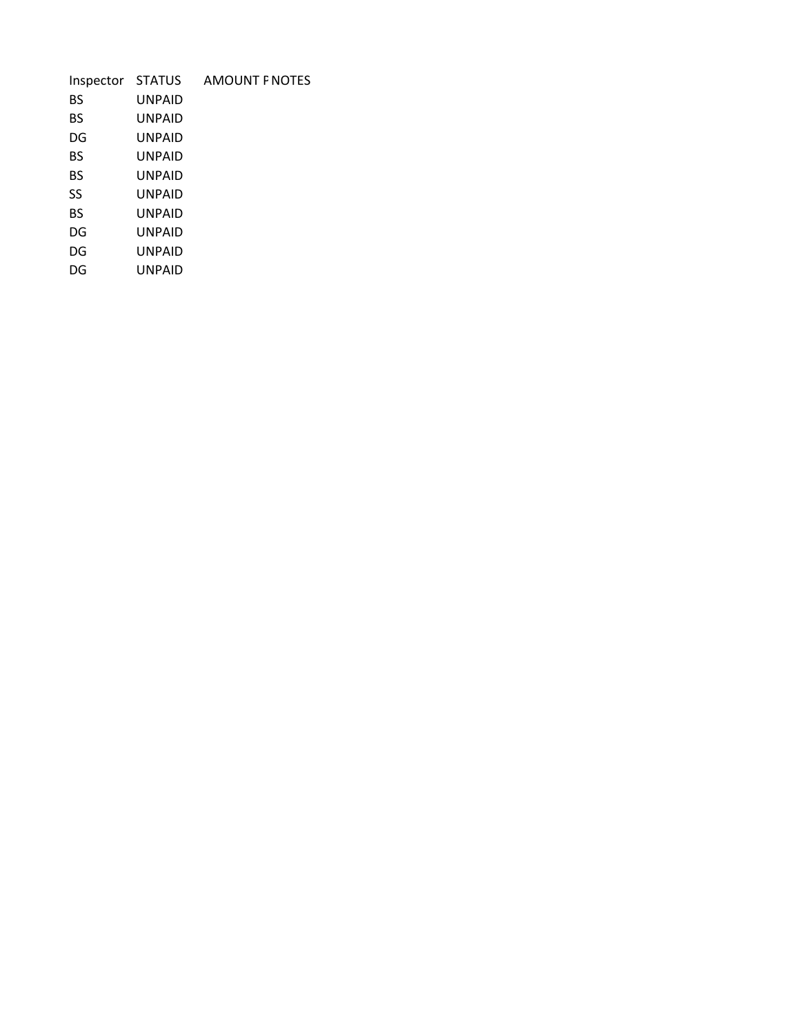| Inspector | STATUS | AMOUNT F | NOTES |
| --- | --- | --- | --- |
| BS | UNPAID | | |
| BS | UNPAID | | |
| DG | UNPAID | | |
| BS | UNPAID | | |
| BS | UNPAID | | |
| SS | UNPAID | | |
| BS | UNPAID | | |
| DG | UNPAID | | |
| DG | UNPAID | | |
| DG | UNPAID | | |